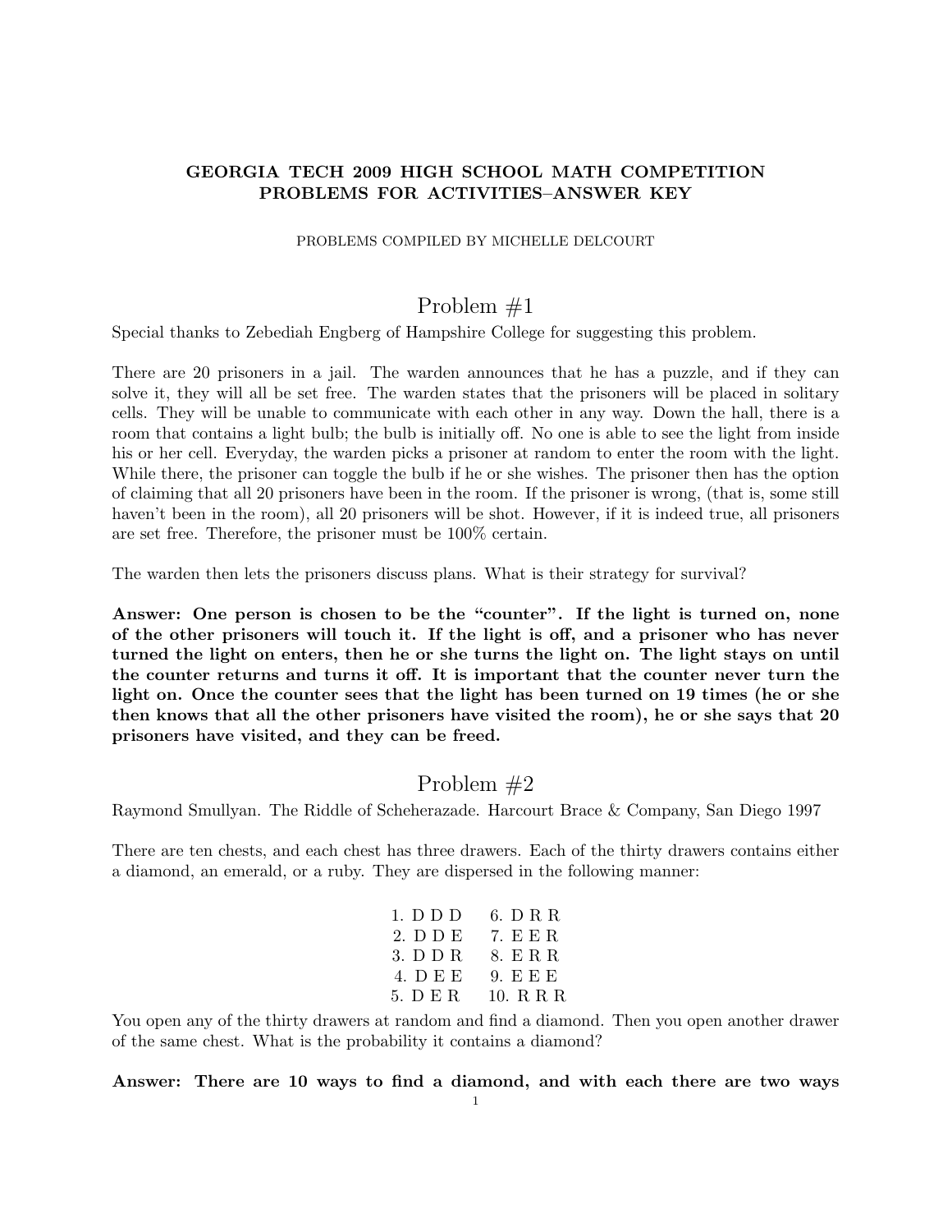**GEORGIA TECH 2009 HIGH SCHOOL MATH COMPETITION**
**PROBLEMS FOR ACTIVITIES–ANSWER KEY**

PROBLEMS COMPILED BY MICHELLE DELCOURT

# Problem #1

Special thanks to Zebediah Engberg of Hampshire College for suggesting this problem.

There are 20 prisoners in a jail. The warden announces that he has a puzzle, and if they can solve it, they will all be set free. The warden states that the prisoners will be placed in solitary cells. They will be unable to communicate with each other in any way. Down the hall, there is a room that contains a light bulb; the bulb is initially off. No one is able to see the light from inside his or her cell. Everyday, the warden picks a prisoner at random to enter the room with the light. While there, the prisoner can toggle the bulb if he or she wishes. The prisoner then has the option of claiming that all 20 prisoners have been in the room. If the prisoner is wrong, (that is, some still haven't been in the room), all 20 prisoners will be shot. However, if it is indeed true, all prisoners are set free. Therefore, the prisoner must be 100% certain.

The warden then lets the prisoners discuss plans. What is their strategy for survival?

**Answer: One person is chosen to be the "counter". If the light is turned on, none of the other prisoners will touch it. If the light is off, and a prisoner who has never turned the light on enters, then he or she turns the light on. The light stays on until the counter returns and turns it off. It is important that the counter never turn the light on. Once the counter sees that the light has been turned on 19 times (he or she then knows that all the other prisoners have visited the room), he or she says that 20 prisoners have visited, and they can be freed.**

# Problem #2

Raymond Smullyan. The Riddle of Scheherazade. Harcourt Brace & Company, San Diego 1997

There are ten chests, and each chest has three drawers. Each of the thirty drawers contains either a diamond, an emerald, or a ruby. They are dispersed in the following manner:

| | |
|---|---|
| 1. D D D | 6. D R R |
| 2. D D E | 7. E E R |
| 3. D D R | 8. E R R |
| 4. D E E | 9. E E E |
| 5. D E R | 10. R R R |

You open any of the thirty drawers at random and find a diamond. Then you open another drawer of the same chest. What is the probability it contains a diamond?

**Answer: There are 10 ways to find a diamond, and with each there are two ways**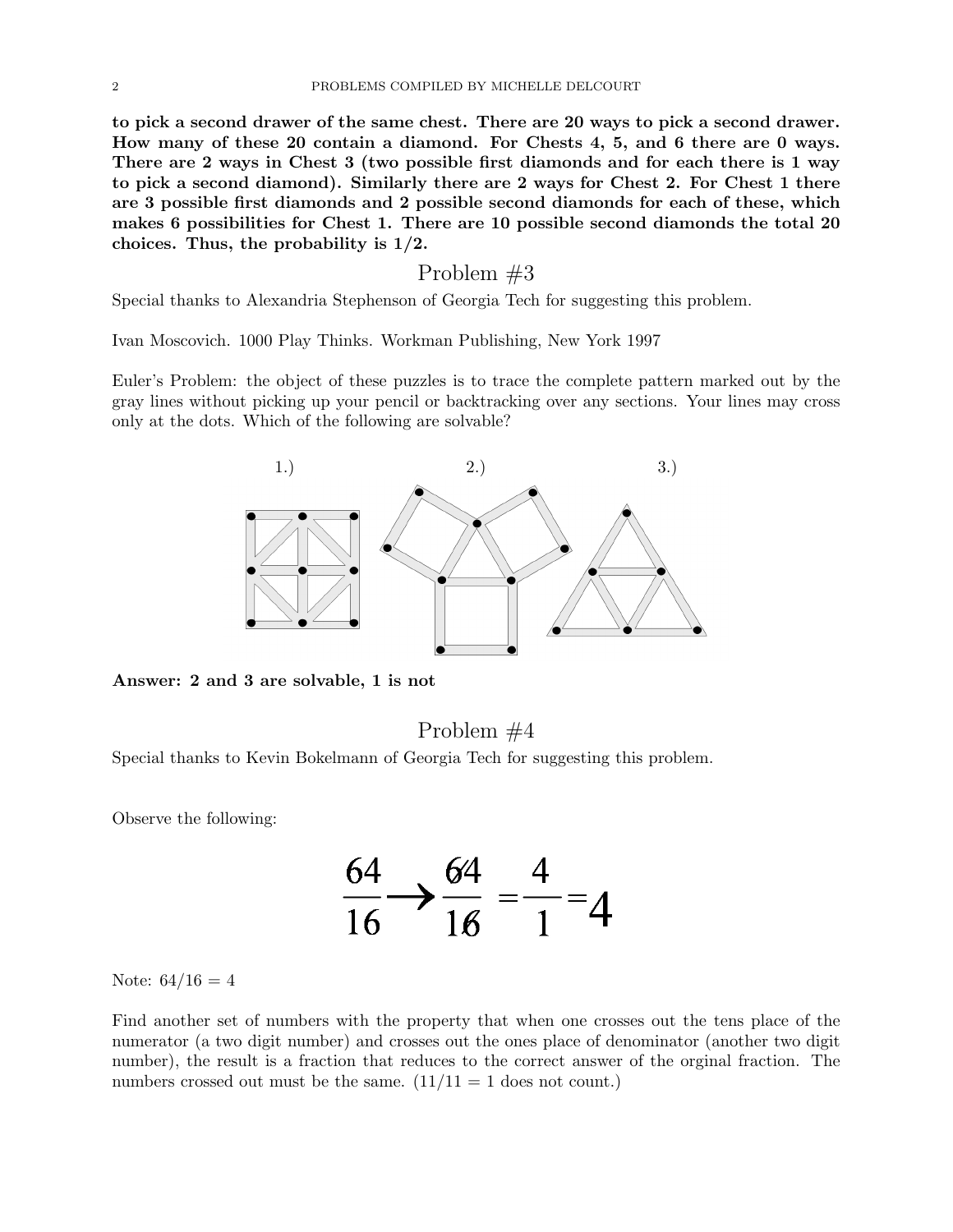**to pick a second drawer of the same chest. There are 20 ways to pick a second drawer. How many of these 20 contain a diamond. For Chests 4, 5, and 6 there are 0 ways. There are 2 ways in Chest 3 (two possible first diamonds and for each there is 1 way to pick a second diamond). Similarly there are 2 ways for Chest 2. For Chest 1 there are 3 possible first diamonds and 2 possible second diamonds for each of these, which makes 6 possibilities for Chest 1. There are 10 possible second diamonds the total 20 choices. Thus, the probability is 1/2.**

## Problem #3

Special thanks to Alexandria Stephenson of Georgia Tech for suggesting this problem.

Ivan Moscovich. 1000 Play Thinks. Workman Publishing, New York 1997

Euler's Problem: the object of these puzzles is to trace the complete pattern marked out by the gray lines without picking up your pencil or backtracking over any sections. Your lines may cross only at the dots. Which of the following are solvable?

1.) 2.) 3.)

**Answer: 2 and 3 are solvable, 1 is not**

## Problem #4

Special thanks to Kevin Bokelmann of Georgia Tech for suggesting this problem.

Observe the following:

$$\frac{64}{16} \rightarrow \frac{\not{6}4}{1\not{6}} = \frac{4}{1} = 4$$

Note: $64/16 = 4$

Find another set of numbers with the property that when one crosses out the tens place of the numerator (a two digit number) and crosses out the ones place of denominator (another two digit number), the result is a fraction that reduces to the correct answer of the orginal fraction. The numbers crossed out must be the same. ($11/11 = 1$ does not count.)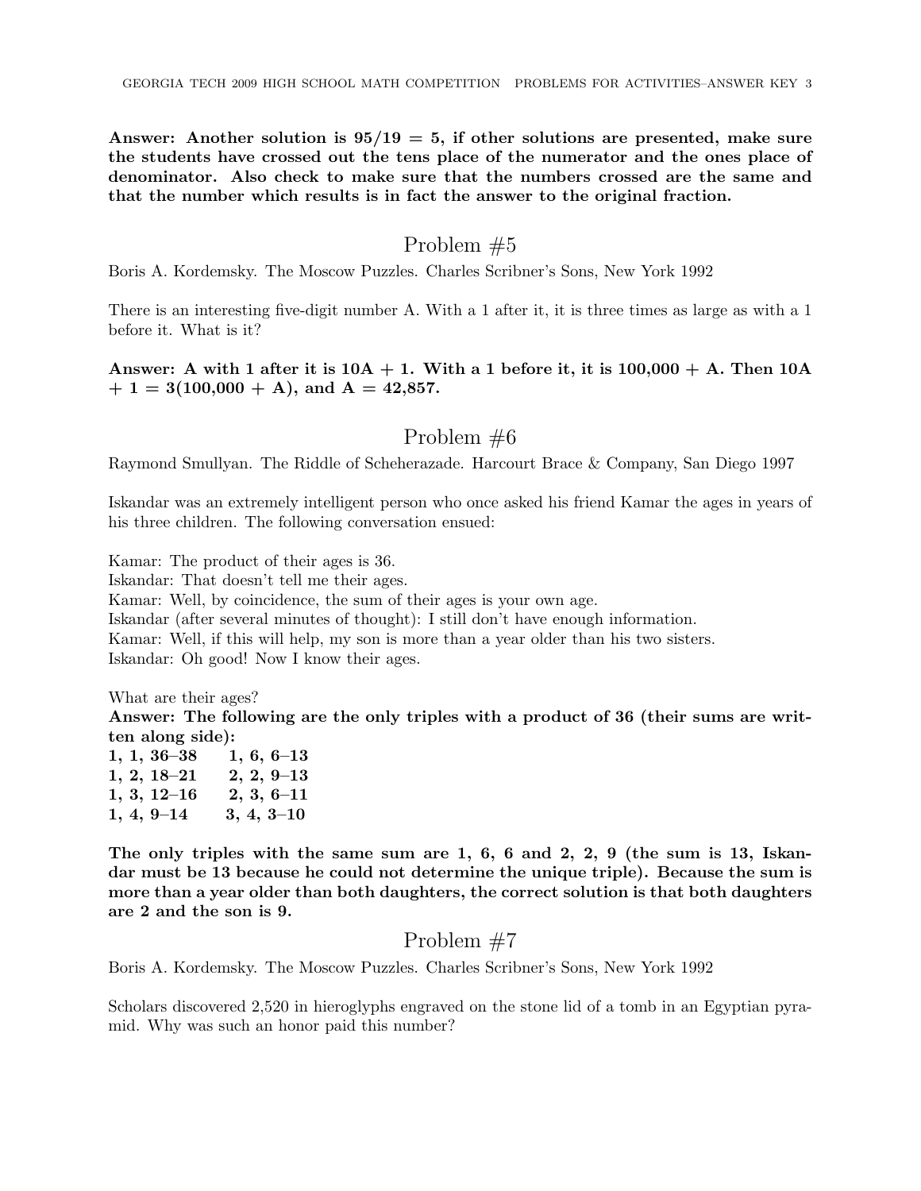**Answer: Another solution is $95/19 = 5$, if other solutions are presented, make sure the students have crossed out the tens place of the numerator and the ones place of denominator. Also check to make sure that the numbers crossed are the same and that the number which results is in fact the answer to the original fraction.**

## Problem #5

Boris A. Kordemsky. The Moscow Puzzles. Charles Scribner's Sons, New York 1992

There is an interesting five-digit number A. With a 1 after it, it is three times as large as with a 1 before it. What is it?

**Answer: A with 1 after it is $10A + 1$. With a 1 before it, it is $100{,}000 + A$. Then $10A + 1 = 3(100{,}000 + A)$, and $A = 42{,}857$.**

## Problem #6

Raymond Smullyan. The Riddle of Scheherazade. Harcourt Brace & Company, San Diego 1997

Iskandar was an extremely intelligent person who once asked his friend Kamar the ages in years of his three children. The following conversation ensued:

Kamar: The product of their ages is 36.
Iskandar: That doesn't tell me their ages.
Kamar: Well, by coincidence, the sum of their ages is your own age.
Iskandar (after several minutes of thought): I still don't have enough information.
Kamar: Well, if this will help, my son is more than a year older than his two sisters.
Iskandar: Oh good! Now I know their ages.

What are their ages?

**Answer: The following are the only triples with a product of 36 (their sums are written along side):**

**1, 1, 36–38 &nbsp;&nbsp;&nbsp; 1, 6, 6–13**
**1, 2, 18–21 &nbsp;&nbsp;&nbsp; 2, 2, 9–13**
**1, 3, 12–16 &nbsp;&nbsp;&nbsp; 2, 3, 6–11**
**1, 4, 9–14 &nbsp;&nbsp;&nbsp; 3, 4, 3–10**

**The only triples with the same sum are 1, 6, 6 and 2, 2, 9 (the sum is 13, Iskandar must be 13 because he could not determine the unique triple). Because the sum is more than a year older than both daughters, the correct solution is that both daughters are 2 and the son is 9.**

## Problem #7

Boris A. Kordemsky. The Moscow Puzzles. Charles Scribner's Sons, New York 1992

Scholars discovered 2,520 in hieroglyphs engraved on the stone lid of a tomb in an Egyptian pyramid. Why was such an honor paid this number?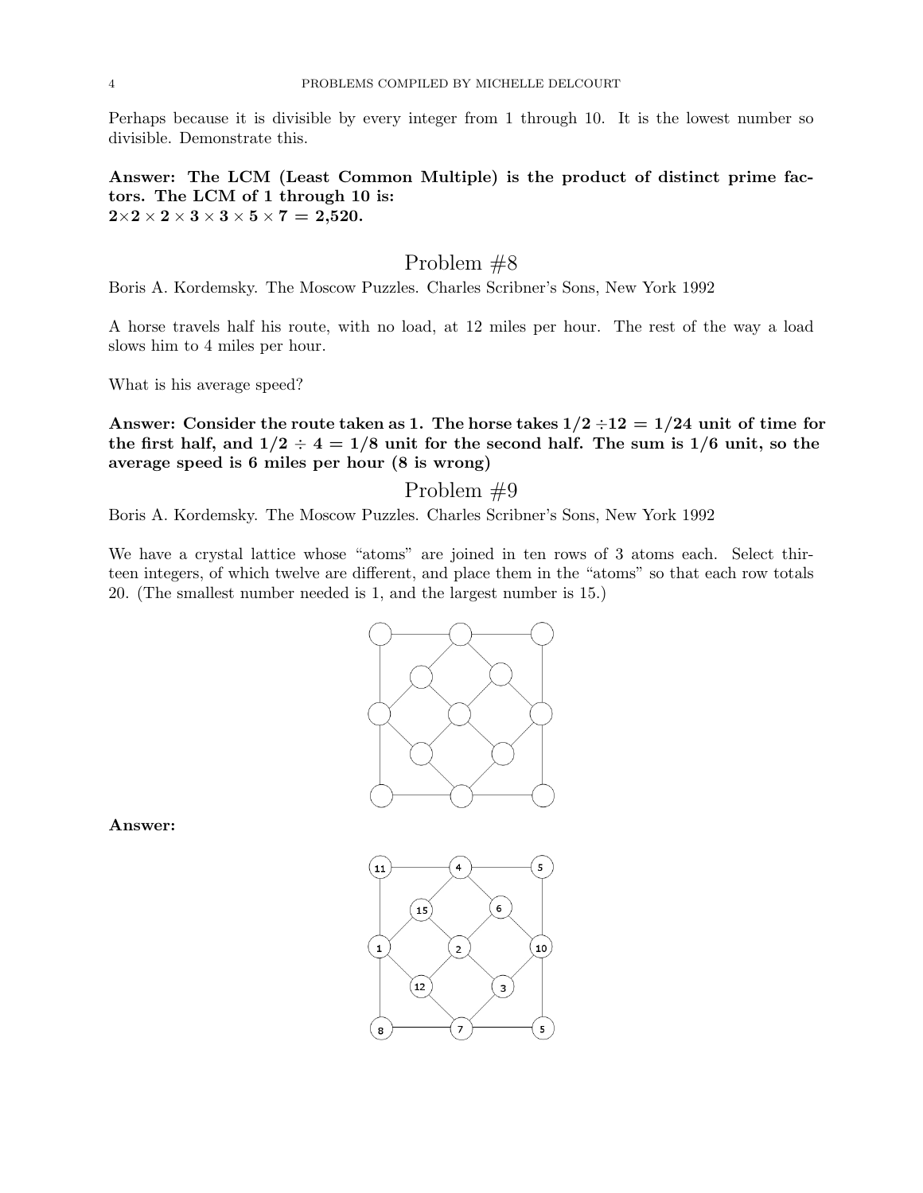Perhaps because it is divisible by every integer from 1 through 10. It is the lowest number so divisible. Demonstrate this.

**Answer: The LCM (Least Common Multiple) is the product of distinct prime factors. The LCM of 1 through 10 is:**
$\mathbf{2 \times 2 \times 2 \times 3 \times 3 \times 5 \times 7 = 2{,}520.}$

## Problem #8

Boris A. Kordemsky. The Moscow Puzzles. Charles Scribner's Sons, New York 1992

A horse travels half his route, with no load, at 12 miles per hour. The rest of the way a load slows him to 4 miles per hour.

What is his average speed?

**Answer: Consider the route taken as 1. The horse takes $1/2 \div 12 = 1/24$ unit of time for the first half, and $1/2 \div 4 = 1/8$ unit for the second half. The sum is $1/6$ unit, so the average speed is 6 miles per hour (8 is wrong)**

## Problem #9

Boris A. Kordemsky. The Moscow Puzzles. Charles Scribner's Sons, New York 1992

We have a crystal lattice whose "atoms" are joined in ten rows of 3 atoms each. Select thirteen integers, of which twelve are different, and place them in the "atoms" so that each row totals 20. (The smallest number needed is 1, and the largest number is 15.)

**Answer:**

11 4 5

15 6

1 2 10

12 3

8 7 5